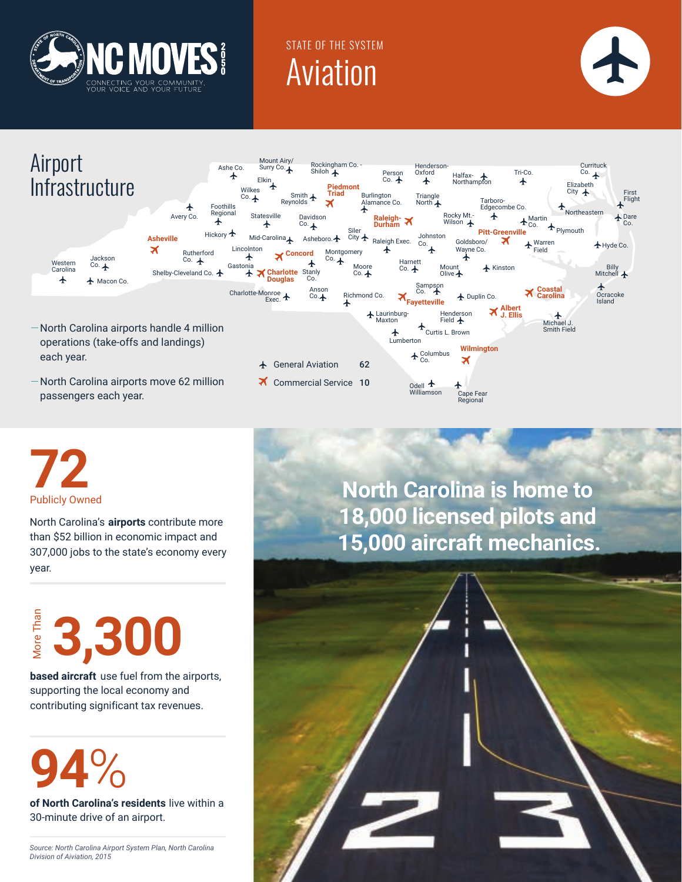# NC MOVES 2050

CONNECTING YOUR COMMUNITY, YOUR VOICE AND YOUR FUTURE

STATE OF THE SYSTEM

# Aviation

## Airport Infrastructure

- North Carolina airports handle 4 million operations (take-offs and landings) each year.
- North Carolina airports move 62 million passengers each year.

| | Airport type | Count |
|---|---|---|
| ✈ | General Aviation | 62 |
| ✈ | Commercial Service | 10 |

Commercial Service: Asheville, Piedmont Triad, Concord, Charlotte Douglas, Raleigh-Durham, Pitt-Greenville, Fayetteville, Albert J. Ellis, Coastal Carolina, Wilmington

General Aviation: Western Carolina, Jackson Co., Macon Co., Avery Co., Ashe Co., Mount Airy/Surry Co., Elkin, Wilkes Co., Foothills Regional, Rutherford Co., Hickory, Shelby-Cleveland Co., Lincolnton, Gastonia, Statesville, Mid-Carolina, Smith Reynolds, Rockingham Co. - Shiloh, Davidson Co., Asheboro, Montgomery Co., Stanly Co., Anson Co., Charlotte-Monroe Exec., Richmond Co., Moore Co., Laurinburg-Maxton, Lumberton, Person Co., Burlington Alamance Co., Siler City, Raleigh Exec., Harnett Co., Henderson-Oxford, Triangle North, Johnston Co., Sampson Co., Curtis L. Brown, Columbus Co., Odell Williamson, Cape Fear Regional, Henderson Field, Duplin Co., Mount Olive, Goldsboro/Wayne Co., Rocky Mt.-Wilson, Halfax-Northampton, Tarboro-Edgecombe Co., Kinston, Tri-Co., Martin Co., Warren Field, Plymouth, Northeastern, Elizabeth City, Currituck Co., First Flight, Dare Co., Hyde Co., Billy Mitchell, Ocracoke Island, Michael J. Smith Field

**72**
Publicly Owned

North Carolina's **airports** contribute more than $52 billion in economic impact and 307,000 jobs to the state's economy every year.

More Than **3,300**

**based aircraft** use fuel from the airports, supporting the local economy and contributing significant tax revenues.

**94%**

**of North Carolina's residents** live within a 30-minute drive of an airport.

**North Carolina is home to 18,000 licensed pilots and 15,000 aircraft mechanics.**

*Source: North Carolina Airport System Plan, North Carolina Division of Aviation, 2015*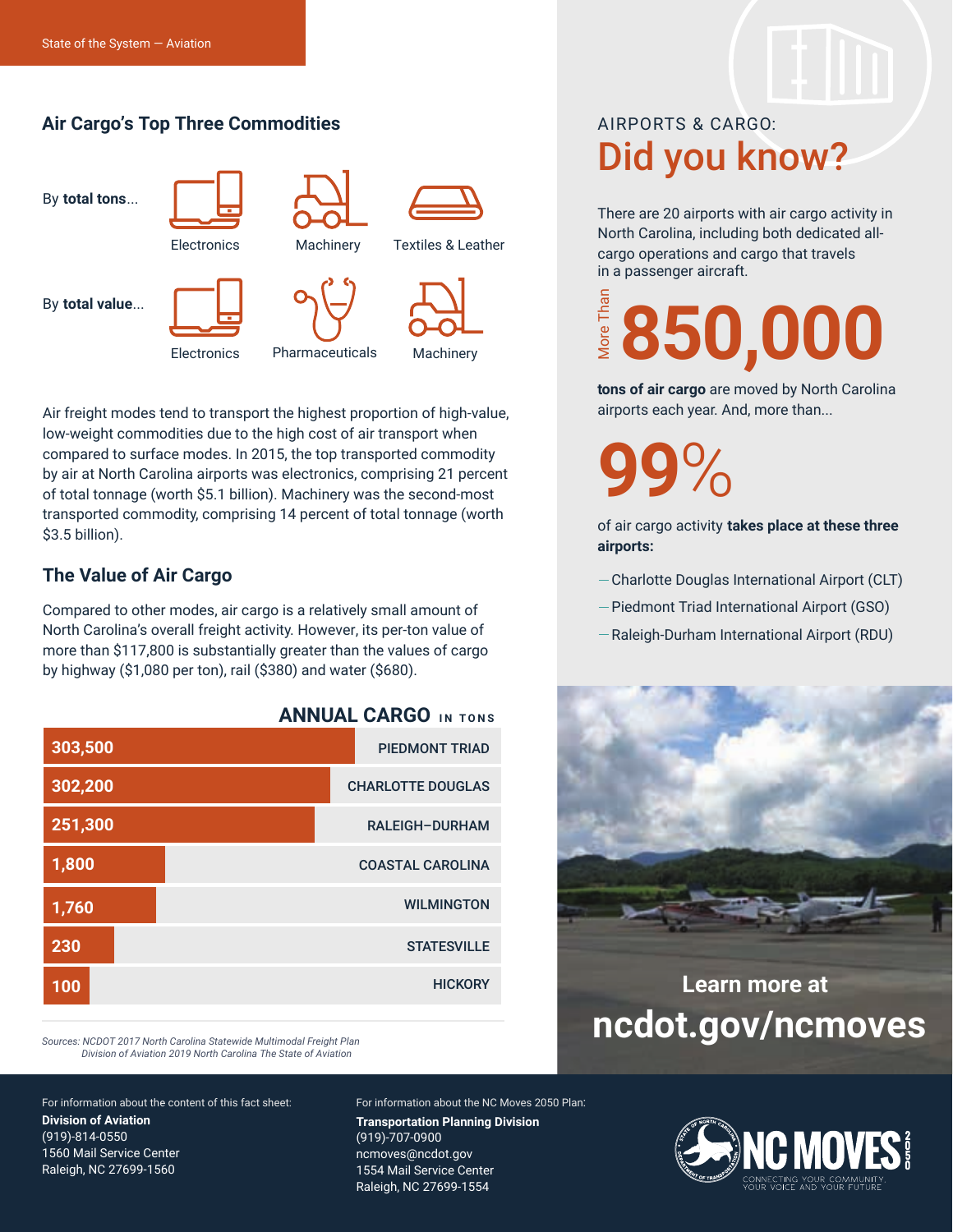## Air Cargo's Top Three Commodities

By **total tons**...

Electronics

Machinery

Textiles & Leather

By **total value**...

Electronics

Pharmaceuticals

Machinery

Air freight modes tend to transport the highest proportion of high-value, low-weight commodities due to the high cost of air transport when compared to surface modes. In 2015, the top transported commodity by air at North Carolina airports was electronics, comprising 21 percent of total tonnage (worth $5.1 billion). Machinery was the second-most transported commodity, comprising 14 percent of total tonnage (worth $3.5 billion).

## The Value of Air Cargo

Compared to other modes, air cargo is a relatively small amount of North Carolina's overall freight activity. However, its per-ton value of more than $117,800 is substantially greater than the values of cargo by highway ($1,080 per ton), rail ($380) and water ($680).

**ANNUAL CARGO** IN TONS

303,500 PIEDMONT TRIAD

302,200 CHARLOTTE DOUGLAS

251,300 RALEIGH–DURHAM

1,800 COASTAL CAROLINA

1,760 WILMINGTON

230 STATESVILLE

100 HICKORY

*Sources: NCDOT 2017 North Carolina Statewide Multimodal Freight Plan*
*Division of Aviation 2019 North Carolina The State of Aviation*

AIRPORTS & CARGO:

## Did you know?

There are 20 airports with air cargo activity in North Carolina, including both dedicated all-cargo operations and cargo that travels in a passenger aircraft.

More Than **850,000**

**tons of air cargo** are moved by North Carolina airports each year. And, more than...

**99%**

of air cargo activity **takes place at these three airports:**

- Charlotte Douglas International Airport (CLT)
- Piedmont Triad International Airport (GSO)
- Raleigh-Durham International Airport (RDU)

**Learn more at**
**ncdot.gov/ncmoves**

For information about the content of this fact sheet:
**Division of Aviation**
(919)-814-0550
1560 Mail Service Center
Raleigh, NC 27699-1560

For information about the NC Moves 2050 Plan:
**Transportation Planning Division**
(919)-707-0900
ncmoves@ncdot.gov
1554 Mail Service Center
Raleigh, NC 27699-1554

NC MOVES 2050
CONNECTING YOUR COMMUNITY, YOUR VOICE AND YOUR FUTURE